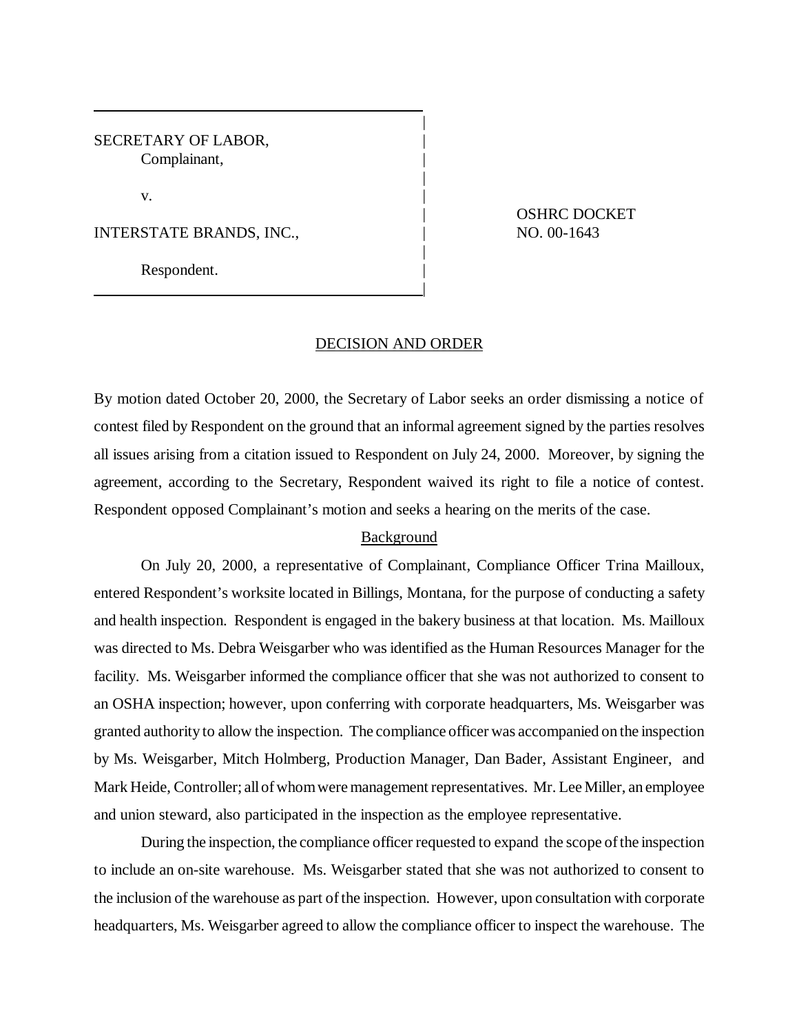SECRETARY OF LABOR,
Complainant,

v.

INTERSTATE BRANDS, INC.,

Respondent.

OSHRC DOCKET NO. 00-1643

## DECISION AND ORDER

By motion dated October 20, 2000, the Secretary of Labor seeks an order dismissing a notice of contest filed by Respondent on the ground that an informal agreement signed by the parties resolves all issues arising from a citation issued to Respondent on July 24, 2000. Moreover, by signing the agreement, according to the Secretary, Respondent waived its right to file a notice of contest. Respondent opposed Complainant's motion and seeks a hearing on the merits of the case.

### Background

On July 20, 2000, a representative of Complainant, Compliance Officer Trina Mailloux, entered Respondent's worksite located in Billings, Montana, for the purpose of conducting a safety and health inspection. Respondent is engaged in the bakery business at that location. Ms. Mailloux was directed to Ms. Debra Weisgarber who was identified as the Human Resources Manager for the facility. Ms. Weisgarber informed the compliance officer that she was not authorized to consent to an OSHA inspection; however, upon conferring with corporate headquarters, Ms. Weisgarber was granted authority to allow the inspection. The compliance officer was accompanied on the inspection by Ms. Weisgarber, Mitch Holmberg, Production Manager, Dan Bader, Assistant Engineer, and Mark Heide, Controller; all of whom were management representatives. Mr. Lee Miller, an employee and union steward, also participated in the inspection as the employee representative.

During the inspection, the compliance officer requested to expand the scope of the inspection to include an on-site warehouse. Ms. Weisgarber stated that she was not authorized to consent to the inclusion of the warehouse as part of the inspection. However, upon consultation with corporate headquarters, Ms. Weisgarber agreed to allow the compliance officer to inspect the warehouse. The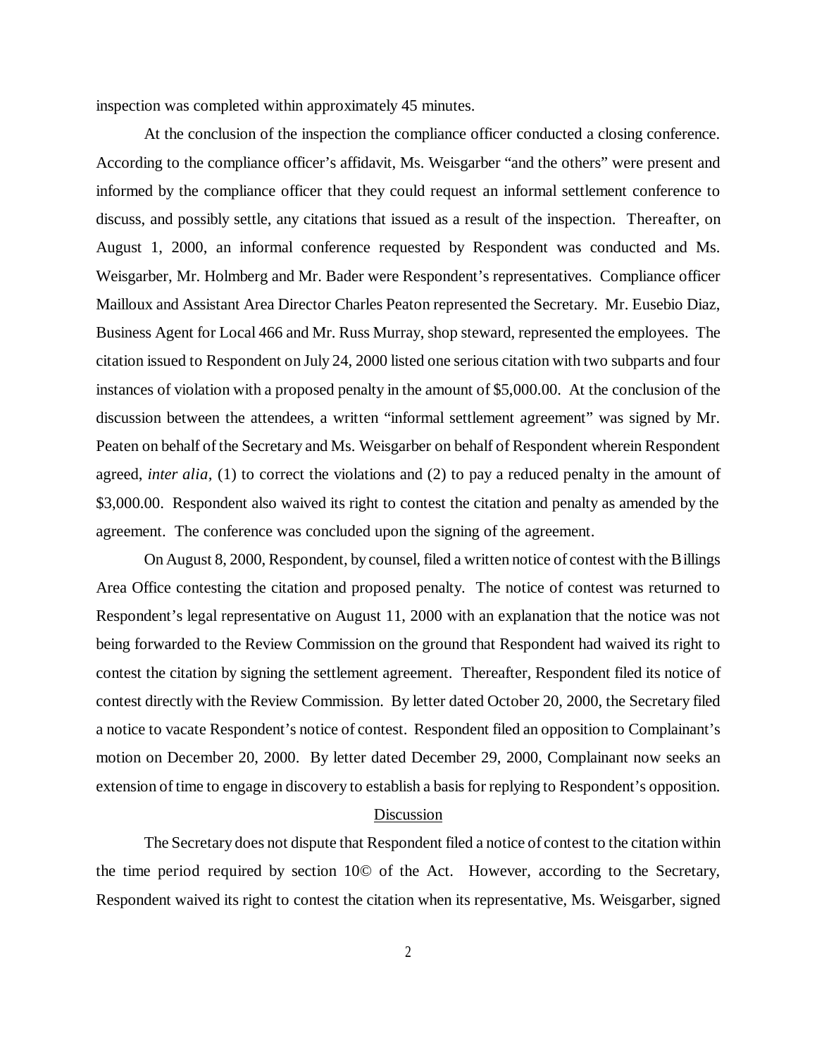inspection was completed within approximately 45 minutes.

At the conclusion of the inspection the compliance officer conducted a closing conference. According to the compliance officer's affidavit, Ms. Weisgarber "and the others" were present and informed by the compliance officer that they could request an informal settlement conference to discuss, and possibly settle, any citations that issued as a result of the inspection. Thereafter, on August 1, 2000, an informal conference requested by Respondent was conducted and Ms. Weisgarber, Mr. Holmberg and Mr. Bader were Respondent's representatives. Compliance officer Mailloux and Assistant Area Director Charles Peaton represented the Secretary. Mr. Eusebio Diaz, Business Agent for Local 466 and Mr. Russ Murray, shop steward, represented the employees. The citation issued to Respondent on July 24, 2000 listed one serious citation with two subparts and four instances of violation with a proposed penalty in the amount of $5,000.00. At the conclusion of the discussion between the attendees, a written "informal settlement agreement" was signed by Mr. Peaten on behalf of the Secretary and Ms. Weisgarber on behalf of Respondent wherein Respondent agreed, *inter alia*, (1) to correct the violations and (2) to pay a reduced penalty in the amount of $3,000.00. Respondent also waived its right to contest the citation and penalty as amended by the agreement. The conference was concluded upon the signing of the agreement.

On August 8, 2000, Respondent, by counsel, filed a written notice of contest with the Billings Area Office contesting the citation and proposed penalty. The notice of contest was returned to Respondent's legal representative on August 11, 2000 with an explanation that the notice was not being forwarded to the Review Commission on the ground that Respondent had waived its right to contest the citation by signing the settlement agreement. Thereafter, Respondent filed its notice of contest directly with the Review Commission. By letter dated October 20, 2000, the Secretary filed a notice to vacate Respondent's notice of contest. Respondent filed an opposition to Complainant's motion on December 20, 2000. By letter dated December 29, 2000, Complainant now seeks an extension of time to engage in discovery to establish a basis for replying to Respondent's opposition.

## Discussion

The Secretary does not dispute that Respondent filed a notice of contest to the citation within the time period required by section 10© of the Act. However, according to the Secretary, Respondent waived its right to contest the citation when its representative, Ms. Weisgarber, signed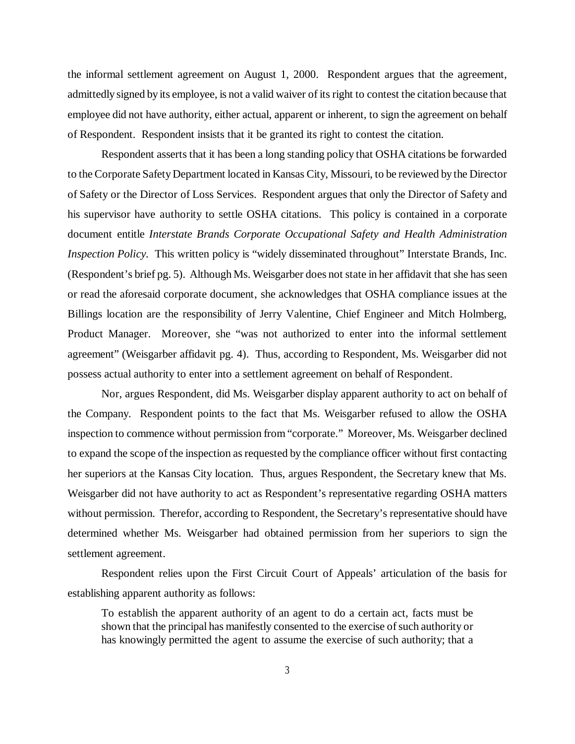the informal settlement agreement on August 1, 2000. Respondent argues that the agreement, admittedly signed by its employee, is not a valid waiver of its right to contest the citation because that employee did not have authority, either actual, apparent or inherent, to sign the agreement on behalf of Respondent. Respondent insists that it be granted its right to contest the citation.

Respondent asserts that it has been a long standing policy that OSHA citations be forwarded to the Corporate Safety Department located in Kansas City, Missouri, to be reviewed by the Director of Safety or the Director of Loss Services. Respondent argues that only the Director of Safety and his supervisor have authority to settle OSHA citations. This policy is contained in a corporate document entitle *Interstate Brands Corporate Occupational Safety and Health Administration Inspection Policy.* This written policy is "widely disseminated throughout" Interstate Brands, Inc. (Respondent's brief pg. 5). Although Ms. Weisgarber does not state in her affidavit that she has seen or read the aforesaid corporate document, she acknowledges that OSHA compliance issues at the Billings location are the responsibility of Jerry Valentine, Chief Engineer and Mitch Holmberg, Product Manager. Moreover, she "was not authorized to enter into the informal settlement agreement" (Weisgarber affidavit pg. 4). Thus, according to Respondent, Ms. Weisgarber did not possess actual authority to enter into a settlement agreement on behalf of Respondent.

Nor, argues Respondent, did Ms. Weisgarber display apparent authority to act on behalf of the Company. Respondent points to the fact that Ms. Weisgarber refused to allow the OSHA inspection to commence without permission from "corporate." Moreover, Ms. Weisgarber declined to expand the scope of the inspection as requested by the compliance officer without first contacting her superiors at the Kansas City location. Thus, argues Respondent, the Secretary knew that Ms. Weisgarber did not have authority to act as Respondent's representative regarding OSHA matters without permission. Therefor, according to Respondent, the Secretary's representative should have determined whether Ms. Weisgarber had obtained permission from her superiors to sign the settlement agreement.

Respondent relies upon the First Circuit Court of Appeals' articulation of the basis for establishing apparent authority as follows:

> To establish the apparent authority of an agent to do a certain act, facts must be shown that the principal has manifestly consented to the exercise of such authority or has knowingly permitted the agent to assume the exercise of such authority; that a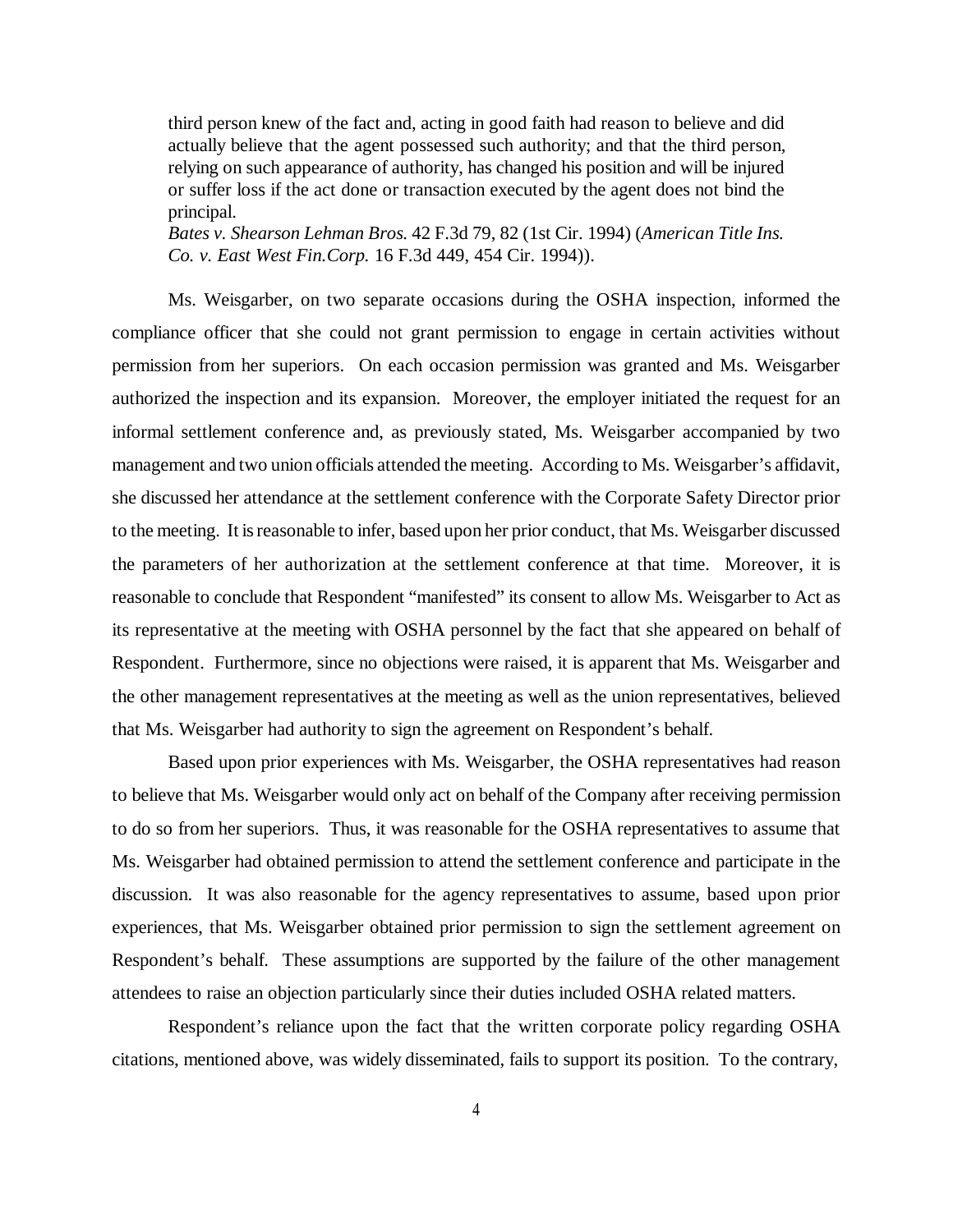> third person knew of the fact and, acting in good faith had reason to believe and did actually believe that the agent possessed such authority; and that the third person, relying on such appearance of authority, has changed his position and will be injured or suffer loss if the act done or transaction executed by the agent does not bind the principal.
> *Bates v. Shearson Lehman Bros.* 42 F.3d 79, 82 (1st Cir. 1994) (*American Title Ins. Co. v. East West Fin.Corp.* 16 F.3d 449, 454 Cir. 1994)).

Ms. Weisgarber, on two separate occasions during the OSHA inspection, informed the compliance officer that she could not grant permission to engage in certain activities without permission from her superiors. On each occasion permission was granted and Ms. Weisgarber authorized the inspection and its expansion. Moreover, the employer initiated the request for an informal settlement conference and, as previously stated, Ms. Weisgarber accompanied by two management and two union officials attended the meeting. According to Ms. Weisgarber's affidavit, she discussed her attendance at the settlement conference with the Corporate Safety Director prior to the meeting. It is reasonable to infer, based upon her prior conduct, that Ms. Weisgarber discussed the parameters of her authorization at the settlement conference at that time. Moreover, it is reasonable to conclude that Respondent "manifested" its consent to allow Ms. Weisgarber to Act as its representative at the meeting with OSHA personnel by the fact that she appeared on behalf of Respondent. Furthermore, since no objections were raised, it is apparent that Ms. Weisgarber and the other management representatives at the meeting as well as the union representatives, believed that Ms. Weisgarber had authority to sign the agreement on Respondent's behalf.

Based upon prior experiences with Ms. Weisgarber, the OSHA representatives had reason to believe that Ms. Weisgarber would only act on behalf of the Company after receiving permission to do so from her superiors. Thus, it was reasonable for the OSHA representatives to assume that Ms. Weisgarber had obtained permission to attend the settlement conference and participate in the discussion. It was also reasonable for the agency representatives to assume, based upon prior experiences, that Ms. Weisgarber obtained prior permission to sign the settlement agreement on Respondent's behalf. These assumptions are supported by the failure of the other management attendees to raise an objection particularly since their duties included OSHA related matters.

Respondent's reliance upon the fact that the written corporate policy regarding OSHA citations, mentioned above, was widely disseminated, fails to support its position. To the contrary,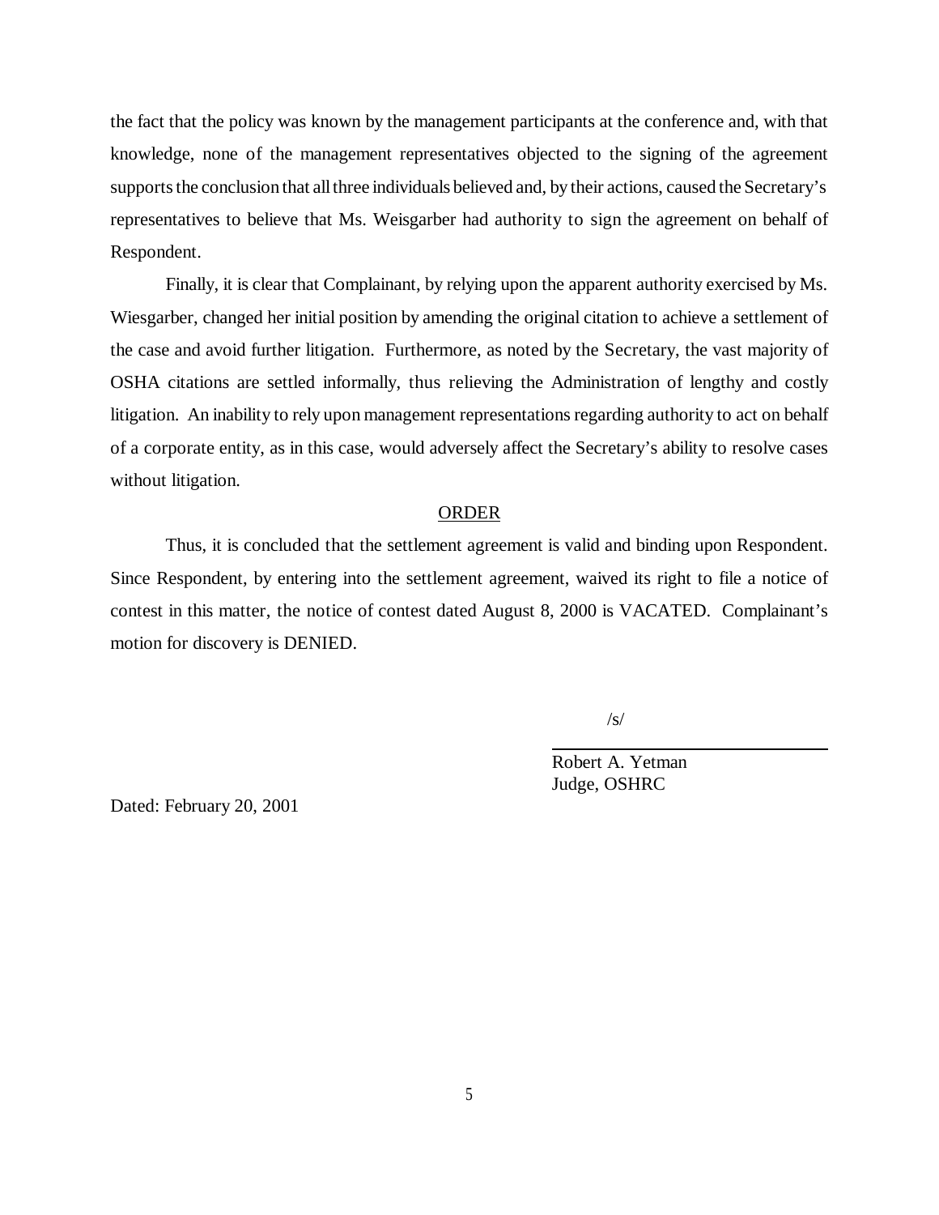the fact that the policy was known by the management participants at the conference and, with that knowledge, none of the management representatives objected to the signing of the agreement supports the conclusion that all three individuals believed and, by their actions, caused the Secretary's representatives to believe that Ms. Weisgarber had authority to sign the agreement on behalf of Respondent.

Finally, it is clear that Complainant, by relying upon the apparent authority exercised by Ms. Wiesgarber, changed her initial position by amending the original citation to achieve a settlement of the case and avoid further litigation. Furthermore, as noted by the Secretary, the vast majority of OSHA citations are settled informally, thus relieving the Administration of lengthy and costly litigation. An inability to rely upon management representations regarding authority to act on behalf of a corporate entity, as in this case, would adversely affect the Secretary's ability to resolve cases without litigation.

## ORDER

Thus, it is concluded that the settlement agreement is valid and binding upon Respondent. Since Respondent, by entering into the settlement agreement, waived its right to file a notice of contest in this matter, the notice of contest dated August 8, 2000 is VACATED. Complainant's motion for discovery is DENIED.

/s/

Robert A. Yetman
Judge, OSHRC

Dated: February 20, 2001